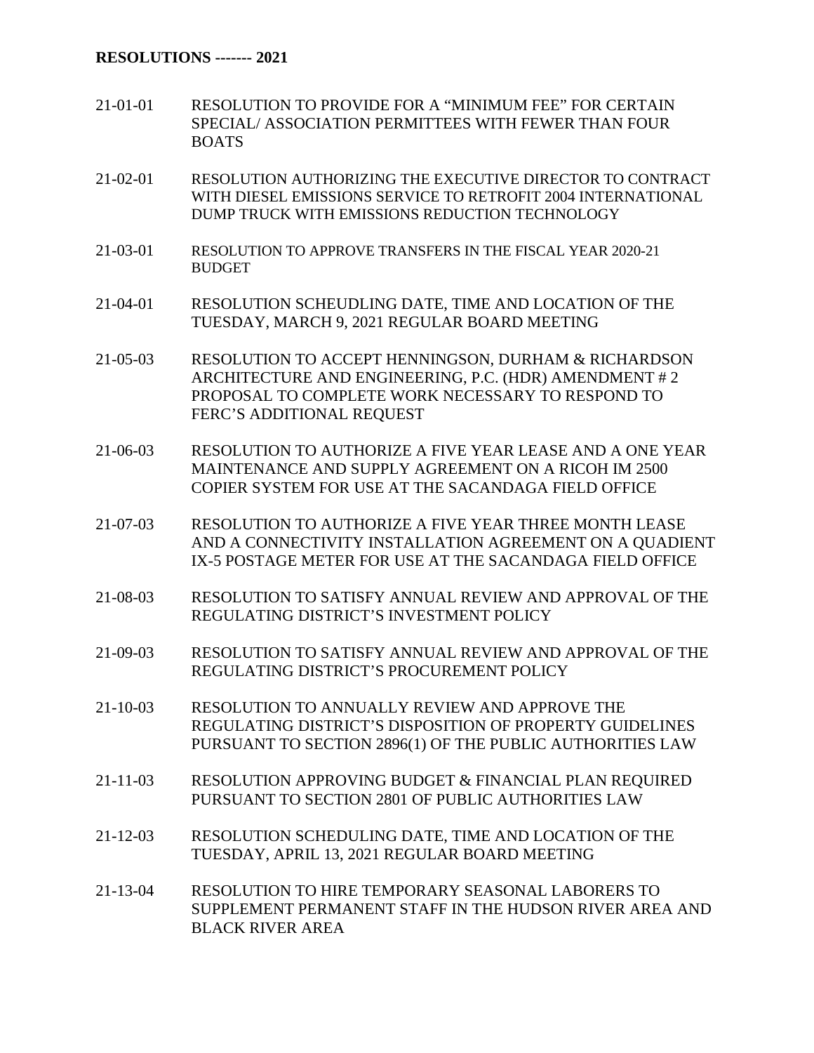**RESOLUTIONS ------- 2021**

| | |
|---|---|
| 21-01-01 | RESOLUTION TO PROVIDE FOR A "MINIMUM FEE" FOR CERTAIN SPECIAL/ ASSOCIATION PERMITTEES WITH FEWER THAN FOUR BOATS |
| 21-02-01 | RESOLUTION AUTHORIZING THE EXECUTIVE DIRECTOR TO CONTRACT WITH DIESEL EMISSIONS SERVICE TO RETROFIT 2004 INTERNATIONAL DUMP TRUCK WITH EMISSIONS REDUCTION TECHNOLOGY |
| 21-03-01 | RESOLUTION TO APPROVE TRANSFERS IN THE FISCAL YEAR 2020-21 BUDGET |
| 21-04-01 | RESOLUTION SCHEUDLING DATE, TIME AND LOCATION OF THE TUESDAY, MARCH 9, 2021 REGULAR BOARD MEETING |
| 21-05-03 | RESOLUTION TO ACCEPT HENNINGSON, DURHAM & RICHARDSON ARCHITECTURE AND ENGINEERING, P.C. (HDR) AMENDMENT # 2 PROPOSAL TO COMPLETE WORK NECESSARY TO RESPOND TO FERC'S ADDITIONAL REQUEST |
| 21-06-03 | RESOLUTION TO AUTHORIZE A FIVE YEAR LEASE AND A ONE YEAR MAINTENANCE AND SUPPLY AGREEMENT ON A RICOH IM 2500 COPIER SYSTEM FOR USE AT THE SACANDAGA FIELD OFFICE |
| 21-07-03 | RESOLUTION TO AUTHORIZE A FIVE YEAR THREE MONTH LEASE AND A CONNECTIVITY INSTALLATION AGREEMENT ON A QUADIENT IX-5 POSTAGE METER FOR USE AT THE SACANDAGA FIELD OFFICE |
| 21-08-03 | RESOLUTION TO SATISFY ANNUAL REVIEW AND APPROVAL OF THE REGULATING DISTRICT'S INVESTMENT POLICY |
| 21-09-03 | RESOLUTION TO SATISFY ANNUAL REVIEW AND APPROVAL OF THE REGULATING DISTRICT'S PROCUREMENT POLICY |
| 21-10-03 | RESOLUTION TO ANNUALLY REVIEW AND APPROVE THE REGULATING DISTRICT'S DISPOSITION OF PROPERTY GUIDELINES PURSUANT TO SECTION 2896(1) OF THE PUBLIC AUTHORITIES LAW |
| 21-11-03 | RESOLUTION APPROVING BUDGET & FINANCIAL PLAN REQUIRED PURSUANT TO SECTION 2801 OF PUBLIC AUTHORITIES LAW |
| 21-12-03 | RESOLUTION SCHEDULING DATE, TIME AND LOCATION OF THE TUESDAY, APRIL 13, 2021 REGULAR BOARD MEETING |
| 21-13-04 | RESOLUTION TO HIRE TEMPORARY SEASONAL LABORERS TO SUPPLEMENT PERMANENT STAFF IN THE HUDSON RIVER AREA AND BLACK RIVER AREA |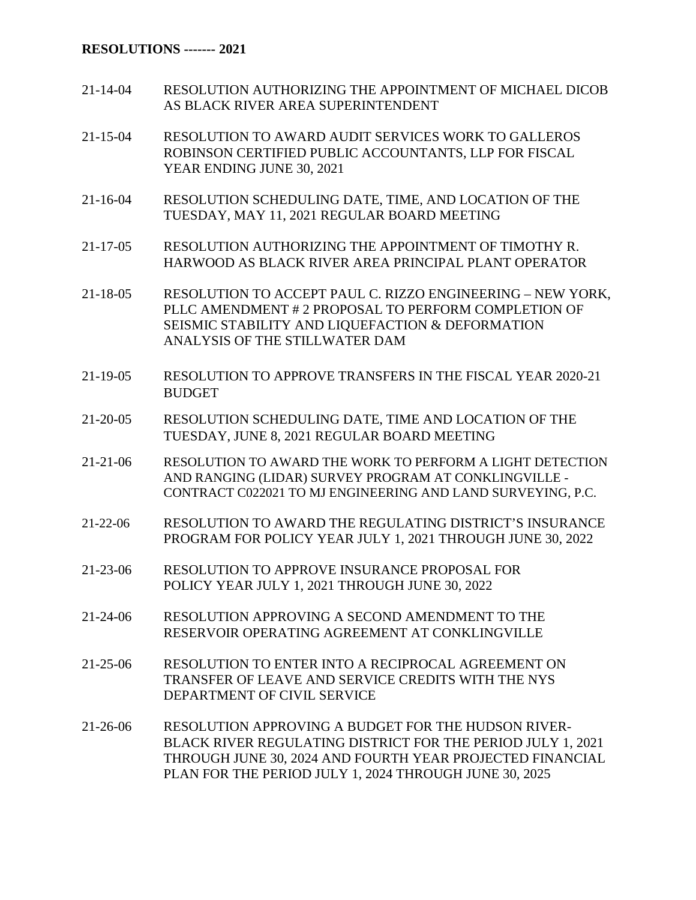**RESOLUTIONS ------- 2021**

| | |
|---|---|
| 21-14-04 | RESOLUTION AUTHORIZING THE APPOINTMENT OF MICHAEL DICOB AS BLACK RIVER AREA SUPERINTENDENT |
| 21-15-04 | RESOLUTION TO AWARD AUDIT SERVICES WORK TO GALLEROS ROBINSON CERTIFIED PUBLIC ACCOUNTANTS, LLP FOR FISCAL YEAR ENDING JUNE 30, 2021 |
| 21-16-04 | RESOLUTION SCHEDULING DATE, TIME, AND LOCATION OF THE TUESDAY, MAY 11, 2021 REGULAR BOARD MEETING |
| 21-17-05 | RESOLUTION AUTHORIZING THE APPOINTMENT OF TIMOTHY R. HARWOOD AS BLACK RIVER AREA PRINCIPAL PLANT OPERATOR |
| 21-18-05 | RESOLUTION TO ACCEPT PAUL C. RIZZO ENGINEERING – NEW YORK, PLLC AMENDMENT # 2 PROPOSAL TO PERFORM COMPLETION OF SEISMIC STABILITY AND LIQUEFACTION & DEFORMATION ANALYSIS OF THE STILLWATER DAM |
| 21-19-05 | RESOLUTION TO APPROVE TRANSFERS IN THE FISCAL YEAR 2020-21 BUDGET |
| 21-20-05 | RESOLUTION SCHEDULING DATE, TIME AND LOCATION OF THE TUESDAY, JUNE 8, 2021 REGULAR BOARD MEETING |
| 21-21-06 | RESOLUTION TO AWARD THE WORK TO PERFORM A LIGHT DETECTION AND RANGING (LIDAR) SURVEY PROGRAM AT CONKLINGVILLE - CONTRACT C022021 TO MJ ENGINEERING AND LAND SURVEYING, P.C. |
| 21-22-06 | RESOLUTION TO AWARD THE REGULATING DISTRICT'S INSURANCE PROGRAM FOR POLICY YEAR JULY 1, 2021 THROUGH JUNE 30, 2022 |
| 21-23-06 | RESOLUTION TO APPROVE INSURANCE PROPOSAL FOR POLICY YEAR JULY 1, 2021 THROUGH JUNE 30, 2022 |
| 21-24-06 | RESOLUTION APPROVING A SECOND AMENDMENT TO THE RESERVOIR OPERATING AGREEMENT AT CONKLINGVILLE |
| 21-25-06 | RESOLUTION TO ENTER INTO A RECIPROCAL AGREEMENT ON TRANSFER OF LEAVE AND SERVICE CREDITS WITH THE NYS DEPARTMENT OF CIVIL SERVICE |
| 21-26-06 | RESOLUTION APPROVING A BUDGET FOR THE HUDSON RIVER-BLACK RIVER REGULATING DISTRICT FOR THE PERIOD JULY 1, 2021 THROUGH JUNE 30, 2024 AND FOURTH YEAR PROJECTED FINANCIAL PLAN FOR THE PERIOD JULY 1, 2024 THROUGH JUNE 30, 2025 |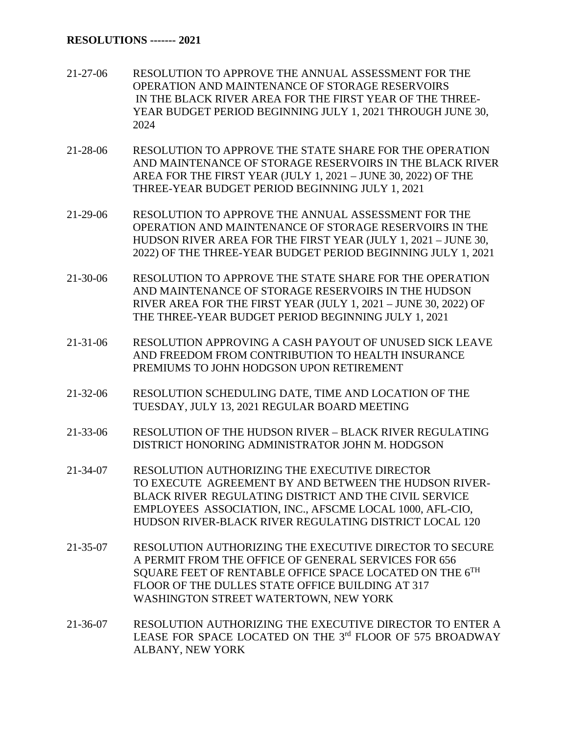**RESOLUTIONS ------- 2021**

| | |
|---|---|
| 21-27-06 | RESOLUTION TO APPROVE THE ANNUAL ASSESSMENT FOR THE OPERATION AND MAINTENANCE OF STORAGE RESERVOIRS IN THE BLACK RIVER AREA FOR THE FIRST YEAR OF THE THREE-YEAR BUDGET PERIOD BEGINNING JULY 1, 2021 THROUGH JUNE 30, 2024 |
| 21-28-06 | RESOLUTION TO APPROVE THE STATE SHARE FOR THE OPERATION AND MAINTENANCE OF STORAGE RESERVOIRS IN THE BLACK RIVER AREA FOR THE FIRST YEAR (JULY 1, 2021 – JUNE 30, 2022) OF THE THREE-YEAR BUDGET PERIOD BEGINNING JULY 1, 2021 |
| 21-29-06 | RESOLUTION TO APPROVE THE ANNUAL ASSESSMENT FOR THE OPERATION AND MAINTENANCE OF STORAGE RESERVOIRS IN THE HUDSON RIVER AREA FOR THE FIRST YEAR (JULY 1, 2021 – JUNE 30, 2022) OF THE THREE-YEAR BUDGET PERIOD BEGINNING JULY 1, 2021 |
| 21-30-06 | RESOLUTION TO APPROVE THE STATE SHARE FOR THE OPERATION AND MAINTENANCE OF STORAGE RESERVOIRS IN THE HUDSON RIVER AREA FOR THE FIRST YEAR (JULY 1, 2021 – JUNE 30, 2022) OF THE THREE-YEAR BUDGET PERIOD BEGINNING JULY 1, 2021 |
| 21-31-06 | RESOLUTION APPROVING A CASH PAYOUT OF UNUSED SICK LEAVE AND FREEDOM FROM CONTRIBUTION TO HEALTH INSURANCE PREMIUMS TO JOHN HODGSON UPON RETIREMENT |
| 21-32-06 | RESOLUTION SCHEDULING DATE, TIME AND LOCATION OF THE TUESDAY, JULY 13, 2021 REGULAR BOARD MEETING |
| 21-33-06 | RESOLUTION OF THE HUDSON RIVER – BLACK RIVER REGULATING DISTRICT HONORING ADMINISTRATOR JOHN M. HODGSON |
| 21-34-07 | RESOLUTION AUTHORIZING THE EXECUTIVE DIRECTOR TO EXECUTE AGREEMENT BY AND BETWEEN THE HUDSON RIVER-BLACK RIVER REGULATING DISTRICT AND THE CIVIL SERVICE EMPLOYEES ASSOCIATION, INC., AFSCME LOCAL 1000, AFL-CIO, HUDSON RIVER-BLACK RIVER REGULATING DISTRICT LOCAL 120 |
| 21-35-07 | RESOLUTION AUTHORIZING THE EXECUTIVE DIRECTOR TO SECURE A PERMIT FROM THE OFFICE OF GENERAL SERVICES FOR 656 SQUARE FEET OF RENTABLE OFFICE SPACE LOCATED ON THE 6TH FLOOR OF THE DULLES STATE OFFICE BUILDING AT 317 WASHINGTON STREET WATERTOWN, NEW YORK |
| 21-36-07 | RESOLUTION AUTHORIZING THE EXECUTIVE DIRECTOR TO ENTER A LEASE FOR SPACE LOCATED ON THE 3rd FLOOR OF 575 BROADWAY ALBANY, NEW YORK |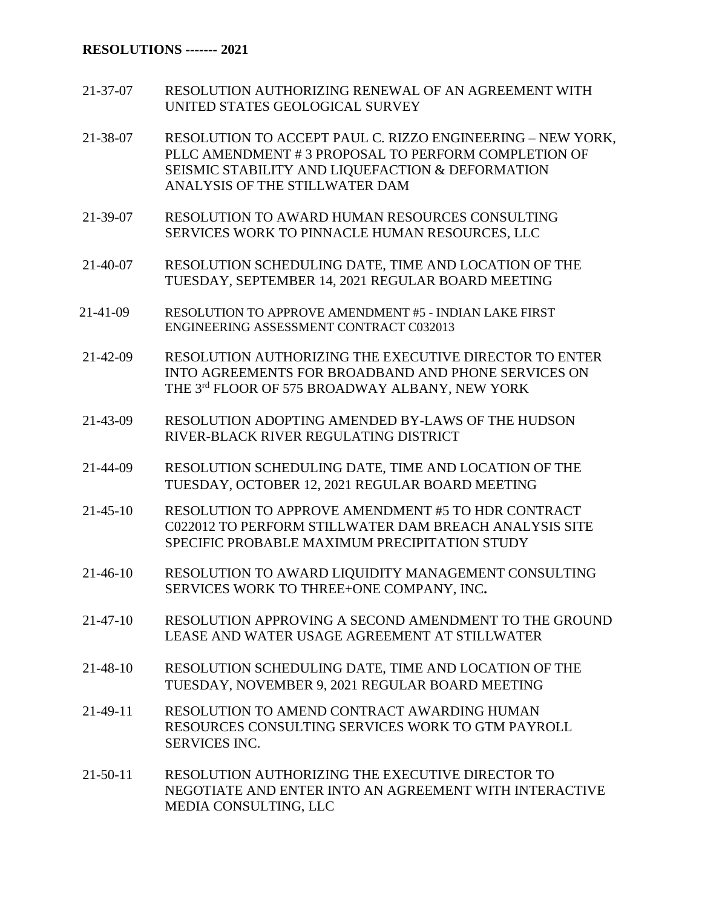**RESOLUTIONS ------- 2021**

| | |
|---|---|
| 21-37-07 | RESOLUTION AUTHORIZING RENEWAL OF AN AGREEMENT WITH UNITED STATES GEOLOGICAL SURVEY |
| 21-38-07 | RESOLUTION TO ACCEPT PAUL C. RIZZO ENGINEERING – NEW YORK, PLLC AMENDMENT # 3 PROPOSAL TO PERFORM COMPLETION OF SEISMIC STABILITY AND LIQUEFACTION & DEFORMATION ANALYSIS OF THE STILLWATER DAM |
| 21-39-07 | RESOLUTION TO AWARD HUMAN RESOURCES CONSULTING SERVICES WORK TO PINNACLE HUMAN RESOURCES, LLC |
| 21-40-07 | RESOLUTION SCHEDULING DATE, TIME AND LOCATION OF THE TUESDAY, SEPTEMBER 14, 2021 REGULAR BOARD MEETING |
| 21-41-09 | RESOLUTION TO APPROVE AMENDMENT #5 - INDIAN LAKE FIRST ENGINEERING ASSESSMENT CONTRACT C032013 |
| 21-42-09 | RESOLUTION AUTHORIZING THE EXECUTIVE DIRECTOR TO ENTER INTO AGREEMENTS FOR BROADBAND AND PHONE SERVICES ON THE 3rd FLOOR OF 575 BROADWAY ALBANY, NEW YORK |
| 21-43-09 | RESOLUTION ADOPTING AMENDED BY-LAWS OF THE HUDSON RIVER-BLACK RIVER REGULATING DISTRICT |
| 21-44-09 | RESOLUTION SCHEDULING DATE, TIME AND LOCATION OF THE TUESDAY, OCTOBER 12, 2021 REGULAR BOARD MEETING |
| 21-45-10 | RESOLUTION TO APPROVE AMENDMENT #5 TO HDR CONTRACT C022012 TO PERFORM STILLWATER DAM BREACH ANALYSIS SITE SPECIFIC PROBABLE MAXIMUM PRECIPITATION STUDY |
| 21-46-10 | RESOLUTION TO AWARD LIQUIDITY MANAGEMENT CONSULTING SERVICES WORK TO THREE+ONE COMPANY, INC**.** |
| 21-47-10 | RESOLUTION APPROVING A SECOND AMENDMENT TO THE GROUND LEASE AND WATER USAGE AGREEMENT AT STILLWATER |
| 21-48-10 | RESOLUTION SCHEDULING DATE, TIME AND LOCATION OF THE TUESDAY, NOVEMBER 9, 2021 REGULAR BOARD MEETING |
| 21-49-11 | RESOLUTION TO AMEND CONTRACT AWARDING HUMAN RESOURCES CONSULTING SERVICES WORK TO GTM PAYROLL SERVICES INC. |
| 21-50-11 | RESOLUTION AUTHORIZING THE EXECUTIVE DIRECTOR TO NEGOTIATE AND ENTER INTO AN AGREEMENT WITH INTERACTIVE MEDIA CONSULTING, LLC |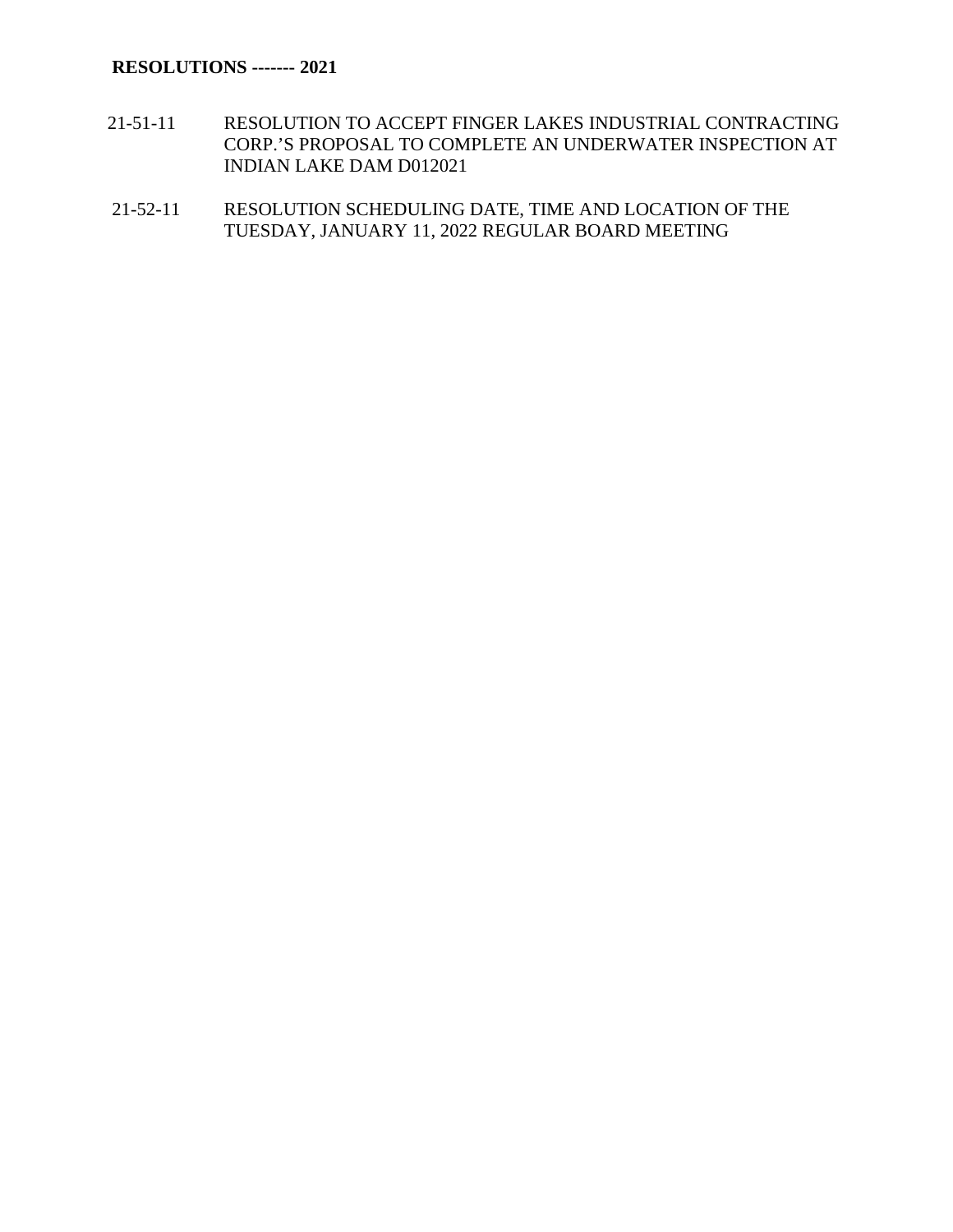**RESOLUTIONS ------- 2021**

| | |
|---|---|
| 21-51-11 | RESOLUTION TO ACCEPT FINGER LAKES INDUSTRIAL CONTRACTING CORP.'S PROPOSAL TO COMPLETE AN UNDERWATER INSPECTION AT INDIAN LAKE DAM D012021 |
| 21-52-11 | RESOLUTION SCHEDULING DATE, TIME AND LOCATION OF THE TUESDAY, JANUARY 11, 2022 REGULAR BOARD MEETING |